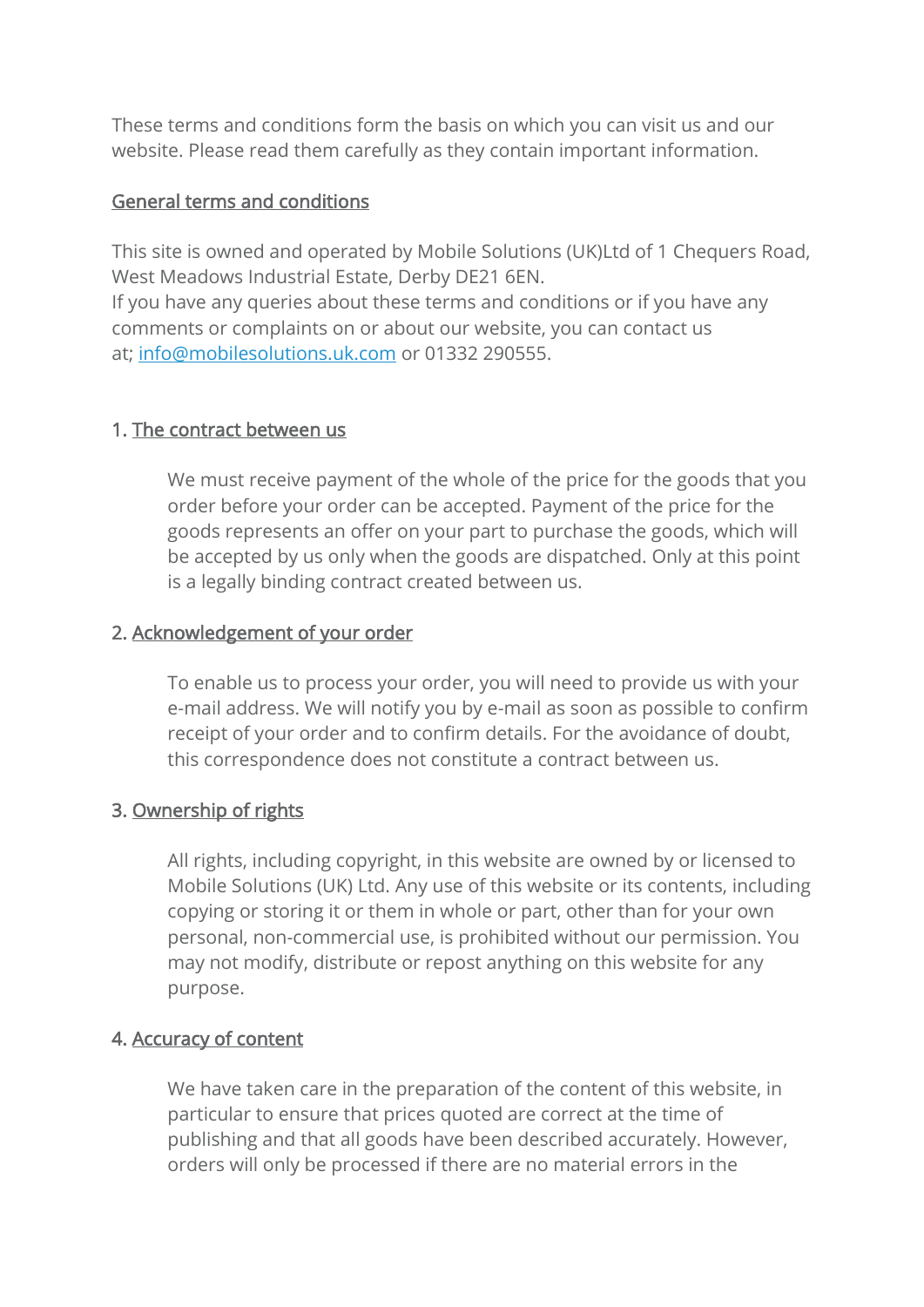These terms and conditions form the basis on which you can visit us and our website. Please read them carefully as they contain important information.

## General terms and conditions

This site is owned and operated by Mobile Solutions (UK)Ltd of 1 Chequers Road, West Meadows Industrial Estate, Derby DE21 6EN.
If you have any queries about these terms and conditions or if you have any comments or complaints on or about our website, you can contact us at; info@mobilesolutions.uk.com or 01332 290555.

### 1. The contract between us

We must receive payment of the whole of the price for the goods that you order before your order can be accepted. Payment of the price for the goods represents an offer on your part to purchase the goods, which will be accepted by us only when the goods are dispatched. Only at this point is a legally binding contract created between us.

### 2. Acknowledgement of your order

To enable us to process your order, you will need to provide us with your e-mail address. We will notify you by e-mail as soon as possible to confirm receipt of your order and to confirm details. For the avoidance of doubt, this correspondence does not constitute a contract between us.

### 3. Ownership of rights

All rights, including copyright, in this website are owned by or licensed to Mobile Solutions (UK) Ltd. Any use of this website or its contents, including copying or storing it or them in whole or part, other than for your own personal, non-commercial use, is prohibited without our permission. You may not modify, distribute or repost anything on this website for any purpose.

### 4. Accuracy of content

We have taken care in the preparation of the content of this website, in particular to ensure that prices quoted are correct at the time of publishing and that all goods have been described accurately. However, orders will only be processed if there are no material errors in the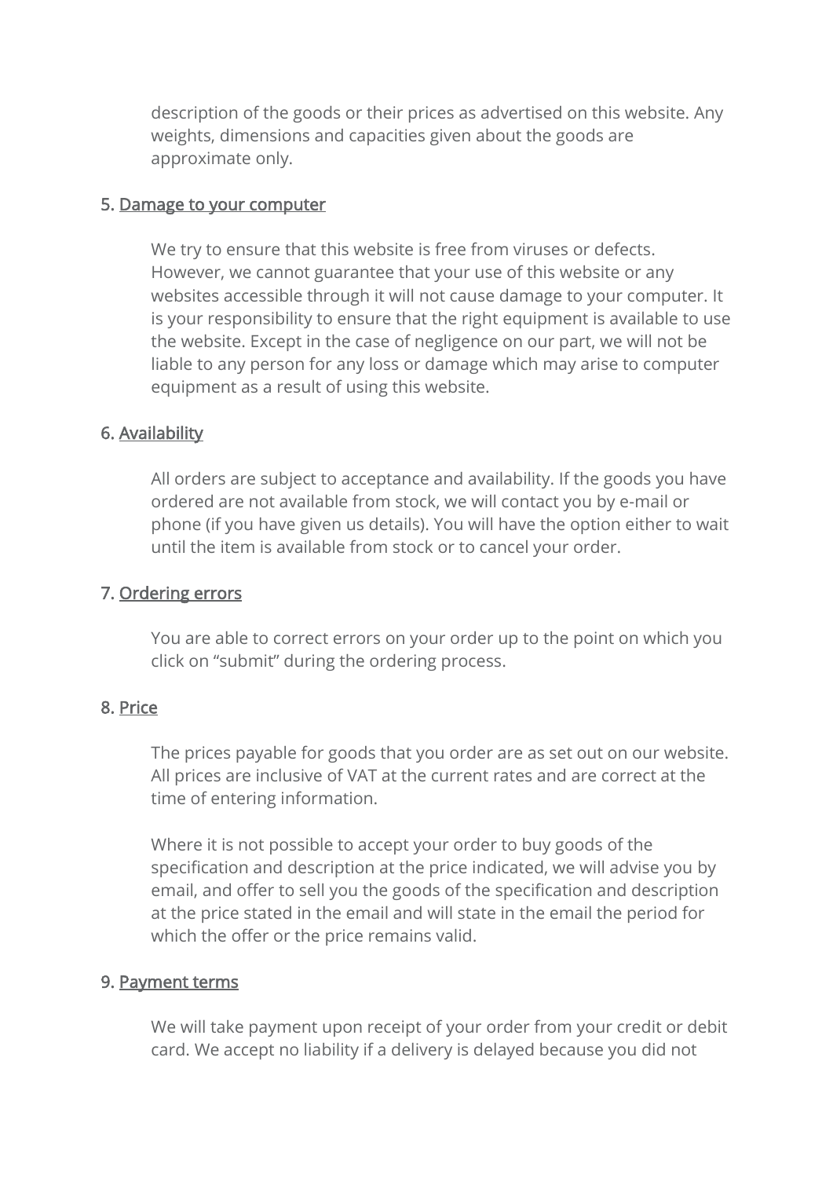description of the goods or their prices as advertised on this website. Any weights, dimensions and capacities given about the goods are approximate only.

5. <u>Damage to your computer</u>

We try to ensure that this website is free from viruses or defects. However, we cannot guarantee that your use of this website or any websites accessible through it will not cause damage to your computer. It is your responsibility to ensure that the right equipment is available to use the website. Except in the case of negligence on our part, we will not be liable to any person for any loss or damage which may arise to computer equipment as a result of using this website.

6. <u>Availability</u>

All orders are subject to acceptance and availability. If the goods you have ordered are not available from stock, we will contact you by e-mail or phone (if you have given us details). You will have the option either to wait until the item is available from stock or to cancel your order.

7. <u>Ordering errors</u>

You are able to correct errors on your order up to the point on which you click on “submit” during the ordering process.

8. <u>Price</u>

The prices payable for goods that you order are as set out on our website. All prices are inclusive of VAT at the current rates and are correct at the time of entering information.

Where it is not possible to accept your order to buy goods of the specification and description at the price indicated, we will advise you by email, and offer to sell you the goods of the specification and description at the price stated in the email and will state in the email the period for which the offer or the price remains valid.

9. <u>Payment terms</u>

We will take payment upon receipt of your order from your credit or debit card. We accept no liability if a delivery is delayed because you did not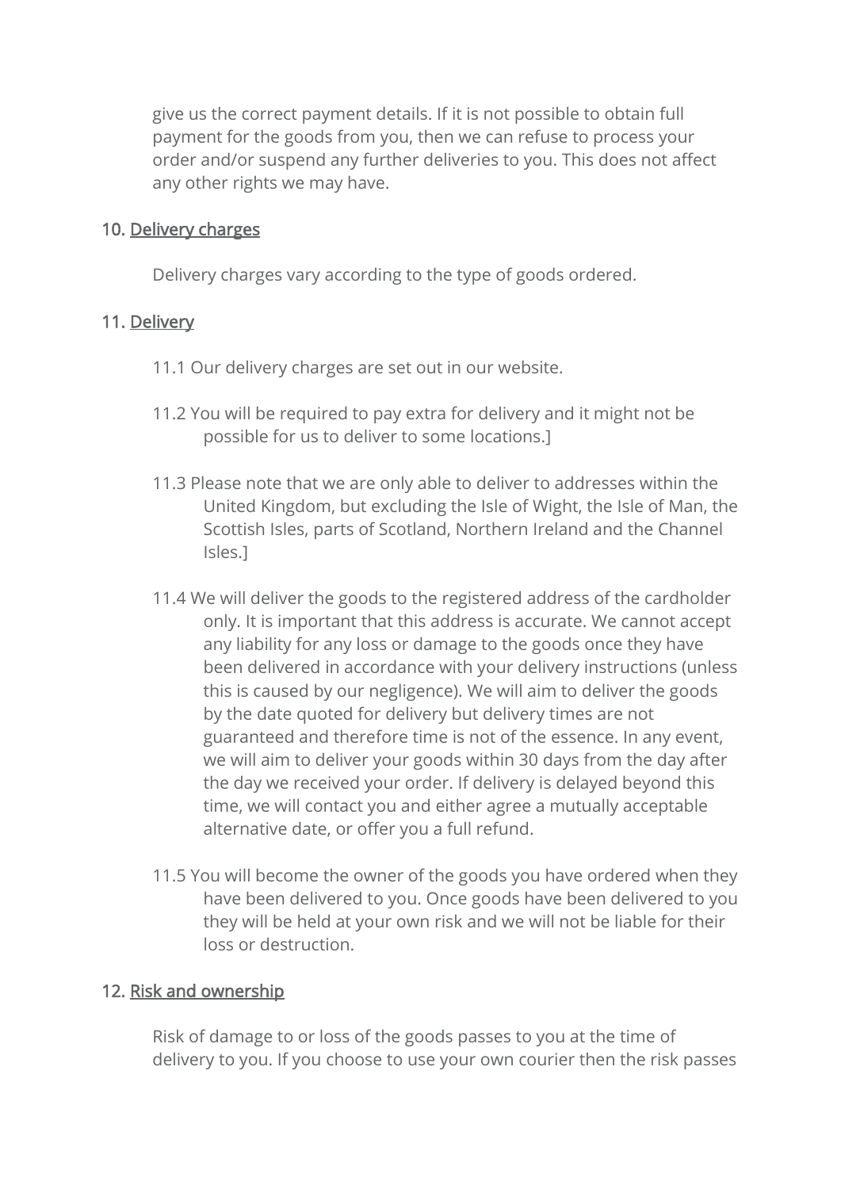give us the correct payment details. If it is not possible to obtain full payment for the goods from you, then we can refuse to process your order and/or suspend any further deliveries to you. This does not affect any other rights we may have.

## 10. Delivery charges

Delivery charges vary according to the type of goods ordered.

## 11. Delivery

11.1 Our delivery charges are set out in our website.

11.2 You will be required to pay extra for delivery and it might not be possible for us to deliver to some locations.]

11.3 Please note that we are only able to deliver to addresses within the United Kingdom, but excluding the Isle of Wight, the Isle of Man, the Scottish Isles, parts of Scotland, Northern Ireland and the Channel Isles.]

11.4 We will deliver the goods to the registered address of the cardholder only. It is important that this address is accurate. We cannot accept any liability for any loss or damage to the goods once they have been delivered in accordance with your delivery instructions (unless this is caused by our negligence). We will aim to deliver the goods by the date quoted for delivery but delivery times are not guaranteed and therefore time is not of the essence. In any event, we will aim to deliver your goods within 30 days from the day after the day we received your order. If delivery is delayed beyond this time, we will contact you and either agree a mutually acceptable alternative date, or offer you a full refund.

11.5 You will become the owner of the goods you have ordered when they have been delivered to you. Once goods have been delivered to you they will be held at your own risk and we will not be liable for their loss or destruction.

## 12. Risk and ownership

Risk of damage to or loss of the goods passes to you at the time of delivery to you. If you choose to use your own courier then the risk passes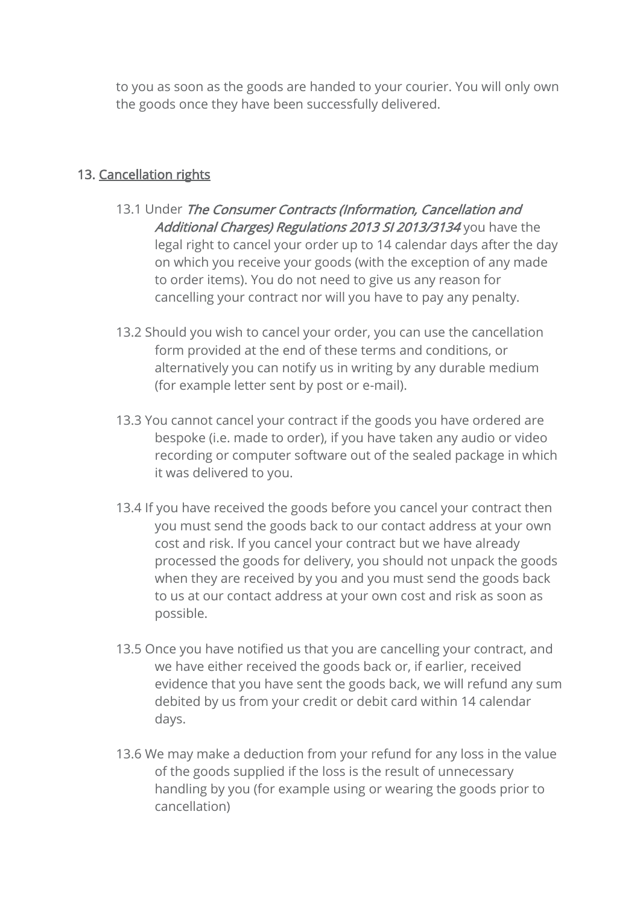to you as soon as the goods are handed to your courier. You will only own the goods once they have been successfully delivered.

## 13. Cancellation rights

13.1 Under *The Consumer Contracts (Information, Cancellation and Additional Charges) Regulations 2013 SI 2013/3134* you have the legal right to cancel your order up to 14 calendar days after the day on which you receive your goods (with the exception of any made to order items). You do not need to give us any reason for cancelling your contract nor will you have to pay any penalty.

13.2 Should you wish to cancel your order, you can use the cancellation form provided at the end of these terms and conditions, or alternatively you can notify us in writing by any durable medium (for example letter sent by post or e-mail).

13.3 You cannot cancel your contract if the goods you have ordered are bespoke (i.e. made to order), if you have taken any audio or video recording or computer software out of the sealed package in which it was delivered to you.

13.4 If you have received the goods before you cancel your contract then you must send the goods back to our contact address at your own cost and risk. If you cancel your contract but we have already processed the goods for delivery, you should not unpack the goods when they are received by you and you must send the goods back to us at our contact address at your own cost and risk as soon as possible.

13.5 Once you have notified us that you are cancelling your contract, and we have either received the goods back or, if earlier, received evidence that you have sent the goods back, we will refund any sum debited by us from your credit or debit card within 14 calendar days.

13.6 We may make a deduction from your refund for any loss in the value of the goods supplied if the loss is the result of unnecessary handling by you (for example using or wearing the goods prior to cancellation)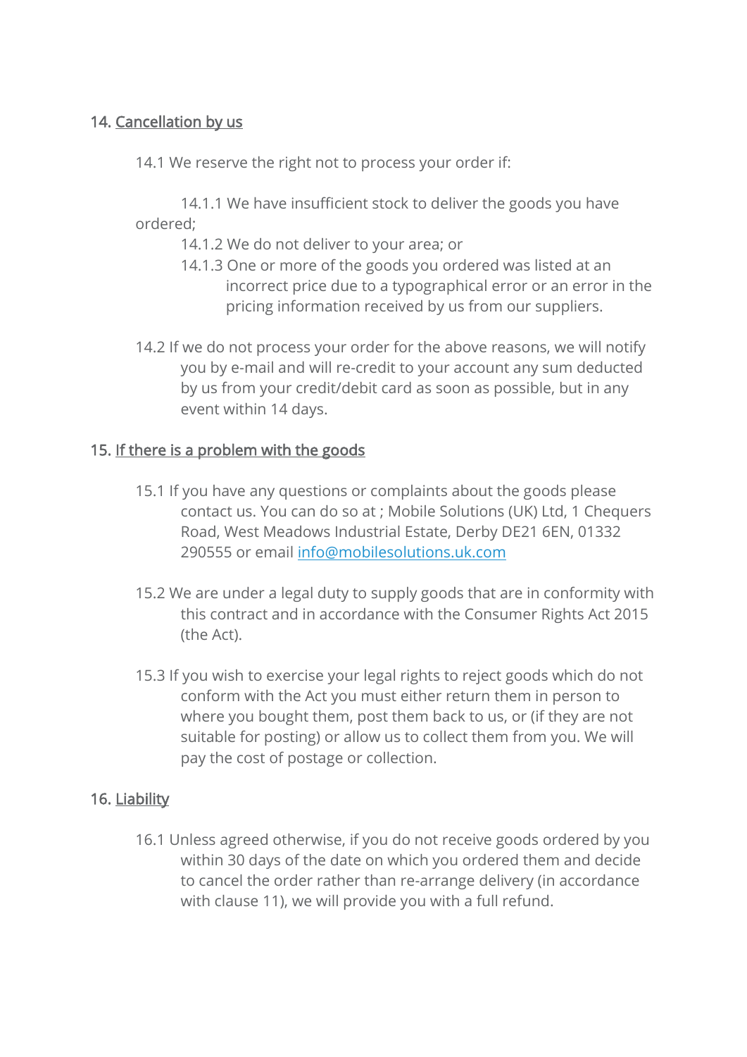## 14. <u>Cancellation by us</u>

14.1 We reserve the right not to process your order if:

14.1.1 We have insufficient stock to deliver the goods you have ordered;

14.1.2 We do not deliver to your area; or

14.1.3 One or more of the goods you ordered was listed at an incorrect price due to a typographical error or an error in the pricing information received by us from our suppliers.

14.2 If we do not process your order for the above reasons, we will notify you by e-mail and will re-credit to your account any sum deducted by us from your credit/debit card as soon as possible, but in any event within 14 days.

## 15. <u>If there is a problem with the goods</u>

15.1 If you have any questions or complaints about the goods please contact us. You can do so at ; Mobile Solutions (UK) Ltd, 1 Chequers Road, West Meadows Industrial Estate, Derby DE21 6EN, 01332 290555 or email [info@mobilesolutions.uk.com](mailto:info@mobilesolutions.uk.com)

15.2 We are under a legal duty to supply goods that are in conformity with this contract and in accordance with the Consumer Rights Act 2015 (the Act).

15.3 If you wish to exercise your legal rights to reject goods which do not conform with the Act you must either return them in person to where you bought them, post them back to us, or (if they are not suitable for posting) or allow us to collect them from you. We will pay the cost of postage or collection.

## 16. <u>Liability</u>

16.1 Unless agreed otherwise, if you do not receive goods ordered by you within 30 days of the date on which you ordered them and decide to cancel the order rather than re-arrange delivery (in accordance with clause 11), we will provide you with a full refund.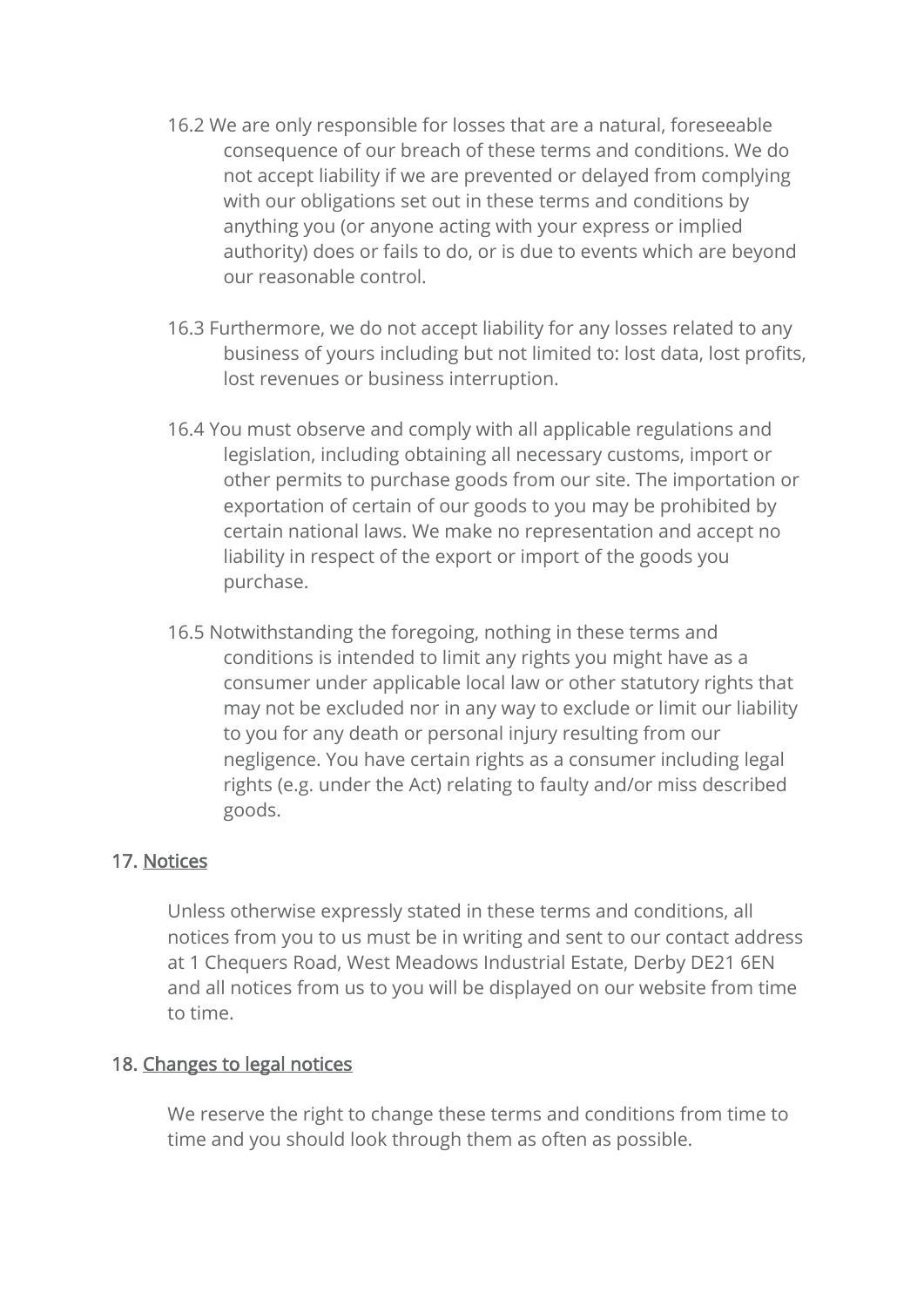16.2 We are only responsible for losses that are a natural, foreseeable consequence of our breach of these terms and conditions. We do not accept liability if we are prevented or delayed from complying with our obligations set out in these terms and conditions by anything you (or anyone acting with your express or implied authority) does or fails to do, or is due to events which are beyond our reasonable control.

16.3 Furthermore, we do not accept liability for any losses related to any business of yours including but not limited to: lost data, lost profits, lost revenues or business interruption.

16.4 You must observe and comply with all applicable regulations and legislation, including obtaining all necessary customs, import or other permits to purchase goods from our site. The importation or exportation of certain of our goods to you may be prohibited by certain national laws. We make no representation and accept no liability in respect of the export or import of the goods you purchase.

16.5 Notwithstanding the foregoing, nothing in these terms and conditions is intended to limit any rights you might have as a consumer under applicable local law or other statutory rights that may not be excluded nor in any way to exclude or limit our liability to you for any death or personal injury resulting from our negligence. You have certain rights as a consumer including legal rights (e.g. under the Act) relating to faulty and/or miss described goods.

## 17. Notices

Unless otherwise expressly stated in these terms and conditions, all notices from you to us must be in writing and sent to our contact address at 1 Chequers Road, West Meadows Industrial Estate, Derby DE21 6EN and all notices from us to you will be displayed on our website from time to time.

## 18. Changes to legal notices

We reserve the right to change these terms and conditions from time to time and you should look through them as often as possible.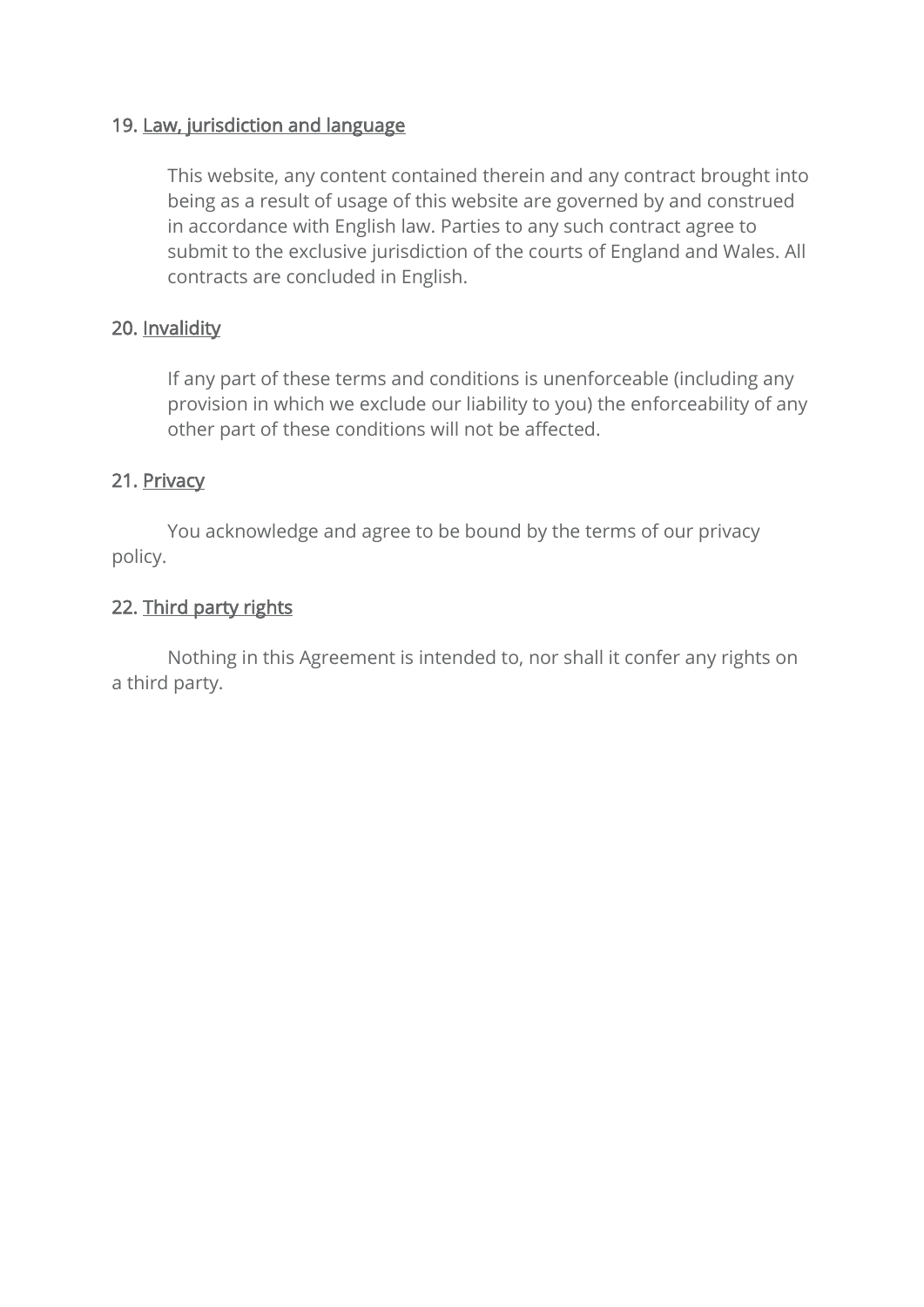19. <u>Law, jurisdiction and language</u>

This website, any content contained therein and any contract brought into being as a result of usage of this website are governed by and construed in accordance with English law. Parties to any such contract agree to submit to the exclusive jurisdiction of the courts of England and Wales. All contracts are concluded in English.

20. <u>Invalidity</u>

If any part of these terms and conditions is unenforceable (including any provision in which we exclude our liability to you) the enforceability of any other part of these conditions will not be affected.

21. <u>Privacy</u>

You acknowledge and agree to be bound by the terms of our privacy policy.

22. <u>Third party rights</u>

Nothing in this Agreement is intended to, nor shall it confer any rights on a third party.